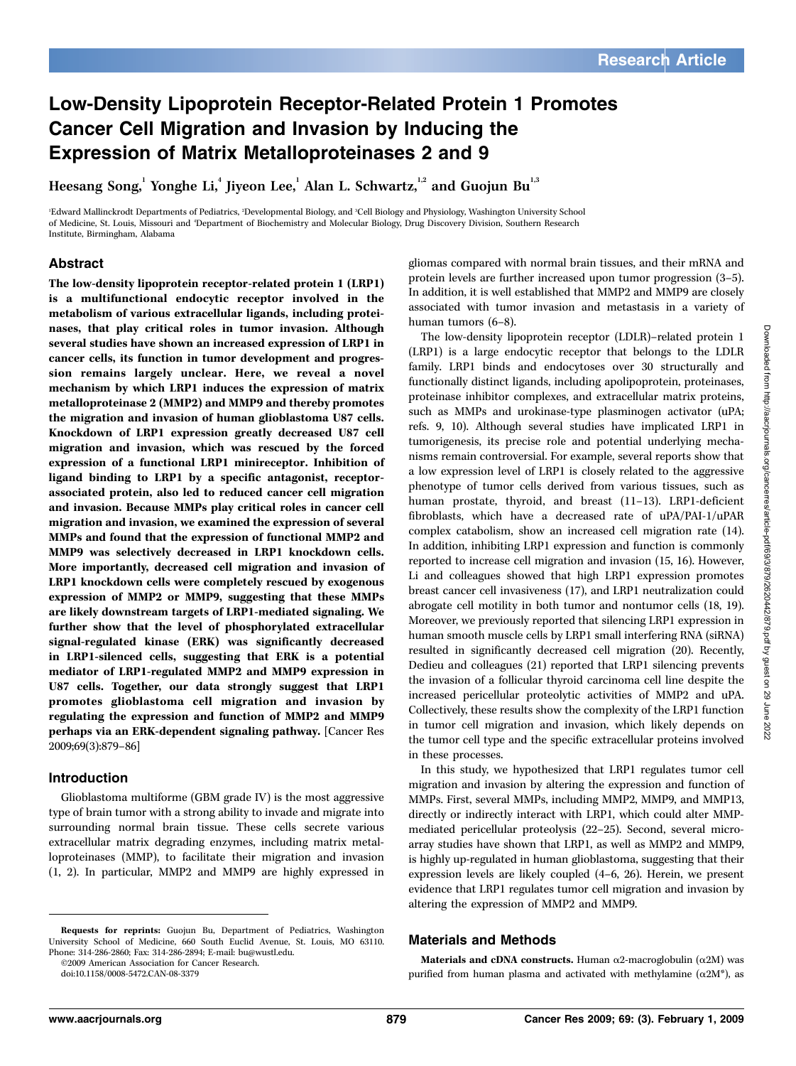# Low-Density Lipoprotein Receptor-Related Protein 1 Promotes Cancer Cell Migration and Invasion by Inducing the Expression of Matrix Metalloproteinases 2 and 9

Heesang Song,[1] Yonghe Li,[4] Jiyeon Lee,[1] Alan L. Schwartz,[1,2] and Guojun Bu[1,3]

[1]Edward Mallinckrodt Departments of Pediatrics, [2]Developmental Biology, and [3]Cell Biology and Physiology, Washington University School of Medicine, St. Louis, Missouri and [4]Department of Biochemistry and Molecular Biology, Drug Discovery Division, Southern Research Institute, Birmingham, Alabama

## Abstract

**The low-density lipoprotein receptor-related protein 1 (LRP1) is a multifunctional endocytic receptor involved in the metabolism of various extracellular ligands, including proteinases, that play critical roles in tumor invasion. Although several studies have shown an increased expression of LRP1 in cancer cells, its function in tumor development and progression remains largely unclear. Here, we reveal a novel mechanism by which LRP1 induces the expression of matrix metalloproteinase 2 (MMP2) and MMP9 and thereby promotes the migration and invasion of human glioblastoma U87 cells. Knockdown of LRP1 expression greatly decreased U87 cell migration and invasion, which was rescued by the forced expression of a functional LRP1 minireceptor. Inhibition of ligand binding to LRP1 by a specific antagonist, receptor-associated protein, also led to reduced cancer cell migration and invasion. Because MMPs play critical roles in cancer cell migration and invasion, we examined the expression of several MMPs and found that the expression of functional MMP2 and MMP9 was selectively decreased in LRP1 knockdown cells. More importantly, decreased cell migration and invasion of LRP1 knockdown cells were completely rescued by exogenous expression of MMP2 or MMP9, suggesting that these MMPs are likely downstream targets of LRP1-mediated signaling. We further show that the level of phosphorylated extracellular signal-regulated kinase (ERK) was significantly decreased in LRP1-silenced cells, suggesting that ERK is a potential mediator of LRP1-regulated MMP2 and MMP9 expression in U87 cells. Together, our data strongly suggest that LRP1 promotes glioblastoma cell migration and invasion by regulating the expression and function of MMP2 and MMP9 perhaps via an ERK-dependent signaling pathway.** [Cancer Res 2009;69(3):879–86]

## Introduction

Glioblastoma multiforme (GBM grade IV) is the most aggressive type of brain tumor with a strong ability to invade and migrate into surrounding normal brain tissue. These cells secrete various extracellular matrix degrading enzymes, including matrix metalloproteinases (MMP), to facilitate their migration and invasion (1, 2). In particular, MMP2 and MMP9 are highly expressed in gliomas compared with normal brain tissues, and their mRNA and protein levels are further increased upon tumor progression (3–5). In addition, it is well established that MMP2 and MMP9 are closely associated with tumor invasion and metastasis in a variety of human tumors (6–8).

The low-density lipoprotein receptor (LDLR)–related protein 1 (LRP1) is a large endocytic receptor that belongs to the LDLR family. LRP1 binds and endocytoses over 30 structurally and functionally distinct ligands, including apolipoprotein, proteinases, proteinase inhibitor complexes, and extracellular matrix proteins, such as MMPs and urokinase-type plasminogen activator (uPA; refs. 9, 10). Although several studies have implicated LRP1 in tumorigenesis, its precise role and potential underlying mechanisms remain controversial. For example, several reports show that a low expression level of LRP1 is closely related to the aggressive phenotype of tumor cells derived from various tissues, such as human prostate, thyroid, and breast (11–13). LRP1-deficient fibroblasts, which have a decreased rate of uPA/PAI-1/uPAR complex catabolism, show an increased cell migration rate (14). In addition, inhibiting LRP1 expression and function is commonly reported to increase cell migration and invasion (15, 16). However, Li and colleagues showed that high LRP1 expression promotes breast cancer cell invasiveness (17), and LRP1 neutralization could abrogate cell motility in both tumor and nontumor cells (18, 19). Moreover, we previously reported that silencing LRP1 expression in human smooth muscle cells by LRP1 small interfering RNA (siRNA) resulted in significantly decreased cell migration (20). Recently, Dedieu and colleagues (21) reported that LRP1 silencing prevents the invasion of a follicular thyroid carcinoma cell line despite the increased pericellular proteolytic activities of MMP2 and uPA. Collectively, these results show the complexity of the LRP1 function in tumor cell migration and invasion, which likely depends on the tumor cell type and the specific extracellular proteins involved in these processes.

In this study, we hypothesized that LRP1 regulates tumor cell migration and invasion by altering the expression and function of MMPs. First, several MMPs, including MMP2, MMP9, and MMP13, directly or indirectly interact with LRP1, which could alter MMP-mediated pericellular proteolysis (22–25). Second, several microarray studies have shown that LRP1, as well as MMP2 and MMP9, is highly up-regulated in human glioblastoma, suggesting that their expression levels are likely coupled (4–6, 26). Herein, we present evidence that LRP1 regulates tumor cell migration and invasion by altering the expression of MMP2 and MMP9.

## Materials and Methods

**Materials and cDNA constructs.** Human α2-macroglobulin (α2M) was purified from human plasma and activated with methylamine (α2M*), as

---

**Requests for reprints:** Guojun Bu, Department of Pediatrics, Washington University School of Medicine, 660 South Euclid Avenue, St. Louis, MO 63110. Phone: 314-286-2860; Fax: 314-286-2894; E-mail: bu@wustl.edu.

©2009 American Association for Cancer Research.

doi:10.1158/0008-5472.CAN-08-3379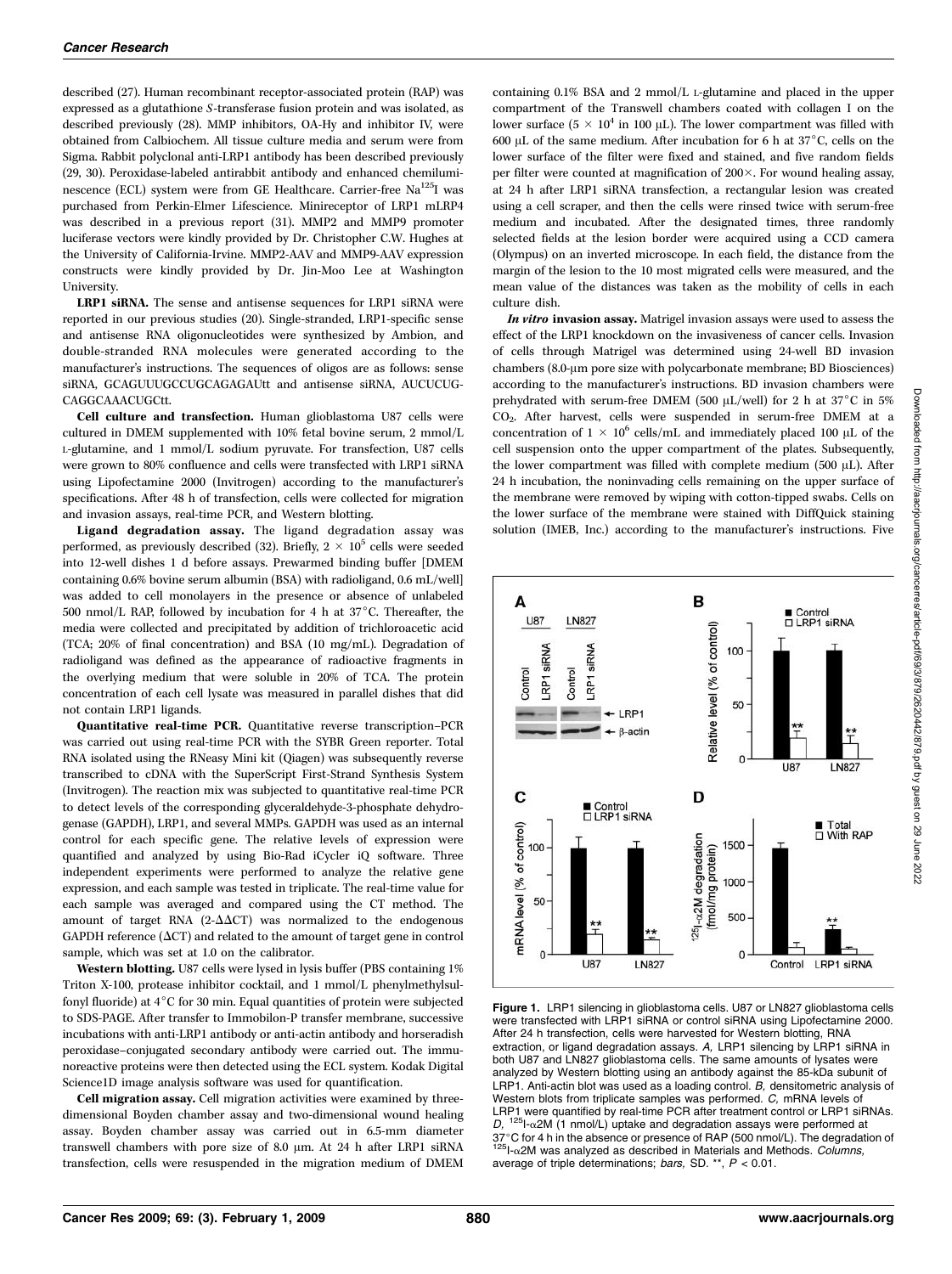described (27). Human recombinant receptor-associated protein (RAP) was expressed as a glutathione S-transferase fusion protein and was isolated, as described previously (28). MMP inhibitors, OA-Hy and inhibitor IV, were obtained from Calbiochem. All tissue culture media and serum were from Sigma. Rabbit polyclonal anti-LRP1 antibody has been described previously (29, 30). Peroxidase-labeled antirabbit antibody and enhanced chemiluminescence (ECL) system were from GE Healthcare. Carrier-free $Na^{125}I$ was purchased from Perkin-Elmer Lifescience. Minireceptor of LRP1 mLRP4 was described in a previous report (31). MMP2 and MMP9 promoter luciferase vectors were kindly provided by Dr. Christopher C.W. Hughes at the University of California-Irvine. MMP2-AAV and MMP9-AAV expression constructs were kindly provided by Dr. Jin-Moo Lee at Washington University.

**LRP1 siRNA.** The sense and antisense sequences for LRP1 siRNA were reported in our previous studies (20). Single-stranded, LRP1-specific sense and antisense RNA oligonucleotides were synthesized by Ambion, and double-stranded RNA molecules were generated according to the manufacturer's instructions. The sequences of oligos are as follows: sense siRNA, GCAGUUUGCCUGCAGAGAUtt and antisense siRNA, AUCUCUGCAGGCAAACUGCtt.

**Cell culture and transfection.** Human glioblastoma U87 cells were cultured in DMEM supplemented with 10% fetal bovine serum, 2 mmol/L L-glutamine, and 1 mmol/L sodium pyruvate. For transfection, U87 cells were grown to 80% confluence and cells were transfected with LRP1 siRNA using Lipofectamine 2000 (Invitrogen) according to the manufacturer's specifications. After 48 h of transfection, cells were collected for migration and invasion assays, real-time PCR, and Western blotting.

**Ligand degradation assay.** The ligand degradation assay was performed, as previously described (32). Briefly, $2 \times 10^5$ cells were seeded into 12-well dishes 1 d before assays. Prewarmed binding buffer [DMEM containing 0.6% bovine serum albumin (BSA) with radioligand, 0.6 mL/well] was added to cell monolayers in the presence or absence of unlabeled 500 nmol/L RAP, followed by incubation for 4 h at 37°C. Thereafter, the media were collected and precipitated by addition of trichloroacetic acid (TCA; 20% of final concentration) and BSA (10 mg/mL). Degradation of radioligand was defined as the appearance of radioactive fragments in the overlying medium that were soluble in 20% of TCA. The protein concentration of each cell lysate was measured in parallel dishes that did not contain LRP1 ligands.

**Quantitative real-time PCR.** Quantitative reverse transcription–PCR was carried out using real-time PCR with the SYBR Green reporter. Total RNA isolated using the RNeasy Mini kit (Qiagen) was subsequently reverse transcribed to cDNA with the SuperScript First-Strand Synthesis System (Invitrogen). The reaction mix was subjected to quantitative real-time PCR to detect levels of the corresponding glyceraldehyde-3-phosphate dehydrogenase (GAPDH), LRP1, and several MMPs. GAPDH was used as an internal control for each specific gene. The relative levels of expression were quantified and analyzed by using Bio-Rad iCycler iQ software. Three independent experiments were performed to analyze the relative gene expression, and each sample was tested in triplicate. The real-time value for each sample was averaged and compared using the CT method. The amount of target RNA ($2^{-\Delta\Delta CT}$) was normalized to the endogenous GAPDH reference ($\Delta CT$) and related to the amount of target gene in control sample, which was set at 1.0 on the calibrator.

**Western blotting.** U87 cells were lysed in lysis buffer (PBS containing 1% Triton X-100, protease inhibitor cocktail, and 1 mmol/L phenylmethylsulfonyl fluoride) at 4°C for 30 min. Equal quantities of protein were subjected to SDS-PAGE. After transfer to Immobilon-P transfer membrane, successive incubations with anti-LRP1 antibody or anti-actin antibody and horseradish peroxidase–conjugated secondary antibody were carried out. The immunoreactive proteins were then detected using the ECL system. Kodak Digital Science1D image analysis software was used for quantification.

**Cell migration assay.** Cell migration activities were examined by three-dimensional Boyden chamber assay and two-dimensional wound healing assay. Boyden chamber assay was carried out in 6.5-mm diameter transwell chambers with pore size of 8.0 μm. At 24 h after LRP1 siRNA transfection, cells were resuspended in the migration medium of DMEM containing 0.1% BSA and 2 mmol/L L-glutamine and placed in the upper compartment of the Transwell chambers coated with collagen I on the lower surface ($5 \times 10^4$ in 100 μL). The lower compartment was filled with 600 μL of the same medium. After incubation for 6 h at 37°C, cells on the lower surface of the filter were fixed and stained, and five random fields per filter were counted at magnification of 200×. For wound healing assay, at 24 h after LRP1 siRNA transfection, a rectangular lesion was created using a cell scraper, and then the cells were rinsed twice with serum-free medium and incubated. After the designated times, three randomly selected fields at the lesion border were acquired using a CCD camera (Olympus) on an inverted microscope. In each field, the distance from the margin of the lesion to the 10 most migrated cells were measured, and the mean value of the distances was taken as the mobility of cells in each culture dish.

***In vitro* invasion assay.** Matrigel invasion assays were used to assess the effect of the LRP1 knockdown on the invasiveness of cancer cells. Invasion of cells through Matrigel was determined using 24-well BD invasion chambers (8.0-μm pore size with polycarbonate membrane; BD Biosciences) according to the manufacturer's instructions. BD invasion chambers were prehydrated with serum-free DMEM (500 μL/well) for 2 h at 37°C in 5% $CO_2$. After harvest, cells were suspended in serum-free DMEM at a concentration of $1 \times 10^6$ cells/mL and immediately placed 100 μL of the cell suspension onto the upper compartment of the plates. Subsequently, the lower compartment was filled with complete medium (500 μL). After 24 h incubation, the noninvading cells remaining on the upper surface of the membrane were removed by wiping with cotton-tipped swabs. Cells on the lower surface of the membrane were stained with DiffQuick staining solution (IMEB, Inc.) according to the manufacturer's instructions. Five

**Figure 1.** LRP1 silencing in glioblastoma cells. U87 or LN827 glioblastoma cells were transfected with LRP1 siRNA or control siRNA using Lipofectamine 2000. After 24 h transfection, cells were harvested for Western blotting, RNA extraction, or ligand degradation assays. *A,* LRP1 silencing by LRP1 siRNA in both U87 and LN827 glioblastoma cells. The same amounts of lysates were analyzed by Western blotting using an antibody against the 85-kDa subunit of LRP1. Anti-actin blot was used as a loading control. *B,* densitometric analysis of Western blots from triplicate samples was performed. *C,* mRNA levels of LRP1 were quantified by real-time PCR after treatment control or LRP1 siRNAs. *D,* $^{125}I$-α2M (1 nmol/L) uptake and degradation assays were performed at 37°C for 4 h in the absence or presence of RAP (500 nmol/L). The degradation of $^{125}I$-α2M was analyzed as described in Materials and Methods. *Columns,* average of triple determinations; *bars,* SD. **, $P < 0.01$.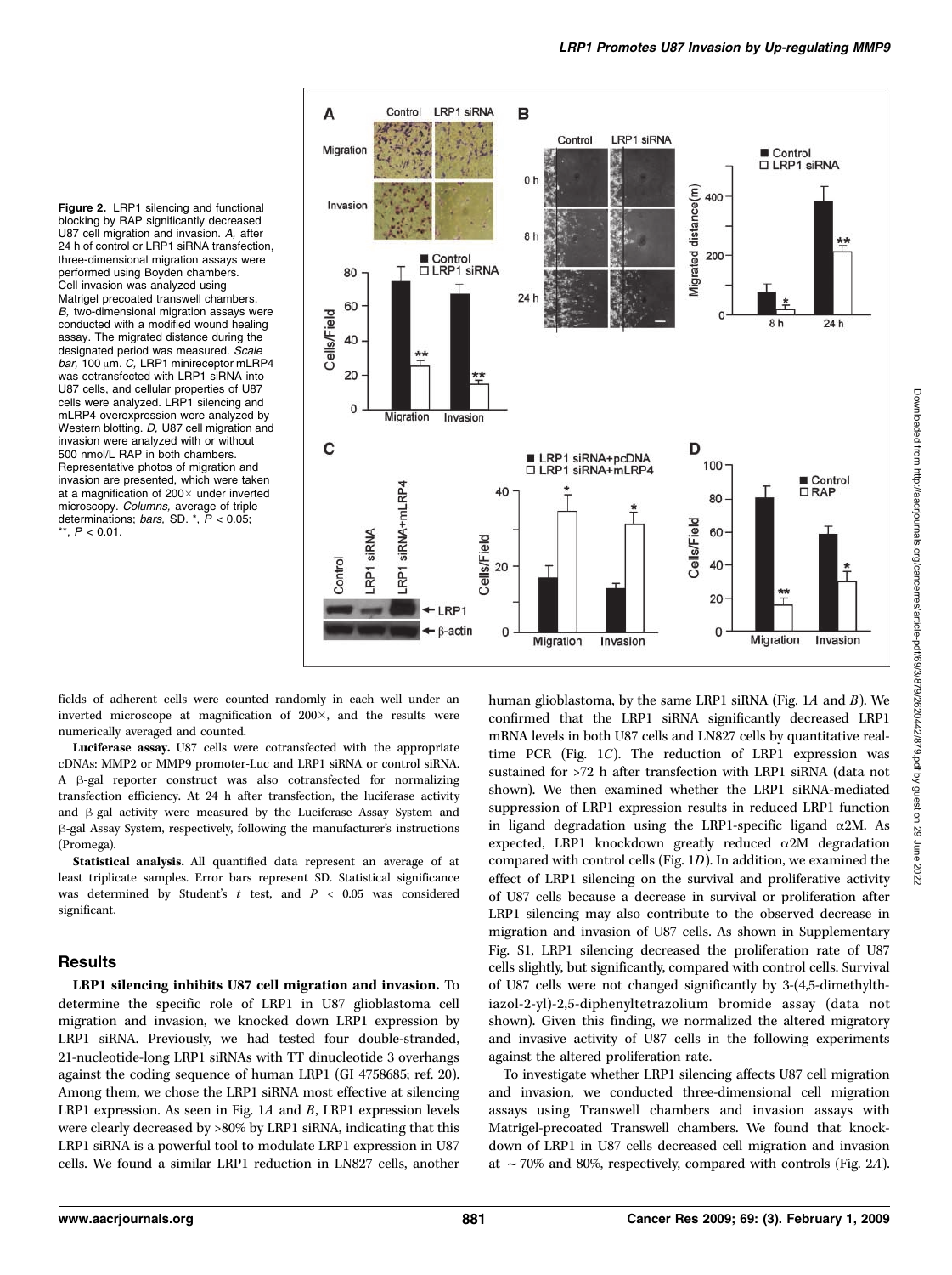**Figure 2.** LRP1 silencing and functional blocking by RAP significantly decreased U87 cell migration and invasion. *A,* after 24 h of control or LRP1 siRNA transfection, three-dimensional migration assays were performed using Boyden chambers. Cell invasion was analyzed using Matrigel precoated transwell chambers. *B,* two-dimensional migration assays were conducted with a modified wound healing assay. The migrated distance during the designated period was measured. *Scale bar,* 100 μm. *C,* LRP1 minireceptor mLRP4 was cotransfected with LRP1 siRNA into U87 cells, and cellular properties of U87 cells were analyzed. LRP1 silencing and mLRP4 overexpression were analyzed by Western blotting. *D,* U87 cell migration and invasion were analyzed with or without 500 nmol/L RAP in both chambers. Representative photos of migration and invasion are presented, which were taken at a magnification of 200× under inverted microscopy. *Columns,* average of triple determinations; *bars,* SD. *, $P < 0.05$; **, $P < 0.01$.

fields of adherent cells were counted randomly in each well under an inverted microscope at magnification of 200×, and the results were numerically averaged and counted.

**Luciferase assay.** U87 cells were cotransfected with the appropriate cDNAs: MMP2 or MMP9 promoter-Luc and LRP1 siRNA or control siRNA. A β-gal reporter construct was also cotransfected for normalizing transfection efficiency. At 24 h after transfection, the luciferase activity and β-gal activity were measured by the Luciferase Assay System and β-gal Assay System, respectively, following the manufacturer's instructions (Promega).

**Statistical analysis.** All quantified data represent an average of at least triplicate samples. Error bars represent SD. Statistical significance was determined by Student's *t* test, and $P < 0.05$ was considered significant.

## Results

**LRP1 silencing inhibits U87 cell migration and invasion.** To determine the specific role of LRP1 in U87 glioblastoma cell migration and invasion, we knocked down LRP1 expression by LRP1 siRNA. Previously, we had tested four double-stranded, 21-nucleotide-long LRP1 siRNAs with TT dinucleotide 3 overhangs against the coding sequence of human LRP1 (GI 4758685; ref. 20). Among them, we chose the LRP1 siRNA most effective at silencing LRP1 expression. As seen in Fig. 1*A* and *B*, LRP1 expression levels were clearly decreased by >80% by LRP1 siRNA, indicating that this LRP1 siRNA is a powerful tool to modulate LRP1 expression in U87 cells. We found a similar LRP1 reduction in LN827 cells, another human glioblastoma, by the same LRP1 siRNA (Fig. 1*A* and *B*). We confirmed that the LRP1 siRNA significantly decreased LRP1 mRNA levels in both U87 cells and LN827 cells by quantitative real-time PCR (Fig. 1*C*). The reduction of LRP1 expression was sustained for >72 h after transfection with LRP1 siRNA (data not shown). We then examined whether the LRP1 siRNA-mediated suppression of LRP1 expression results in reduced LRP1 function in ligand degradation using the LRP1-specific ligand α2M. As expected, LRP1 knockdown greatly reduced α2M degradation compared with control cells (Fig. 1*D*). In addition, we examined the effect of LRP1 silencing on the survival and proliferative activity of U87 cells because a decrease in survival or proliferation after LRP1 silencing may also contribute to the observed decrease in migration and invasion of U87 cells. As shown in Supplementary Fig. S1, LRP1 silencing decreased the proliferation rate of U87 cells slightly, but significantly, compared with control cells. Survival of U87 cells were not changed significantly by 3-(4,5-dimethylthiazol-2-yl)-2,5-diphenyltetrazolium bromide assay (data not shown). Given this finding, we normalized the altered migratory and invasive activity of U87 cells in the following experiments against the altered proliferation rate.

To investigate whether LRP1 silencing affects U87 cell migration and invasion, we conducted three-dimensional cell migration assays using Transwell chambers and invasion assays with Matrigel-precoated Transwell chambers. We found that knockdown of LRP1 in U87 cells decreased cell migration and invasion at ~70% and 80%, respectively, compared with controls (Fig. 2*A*).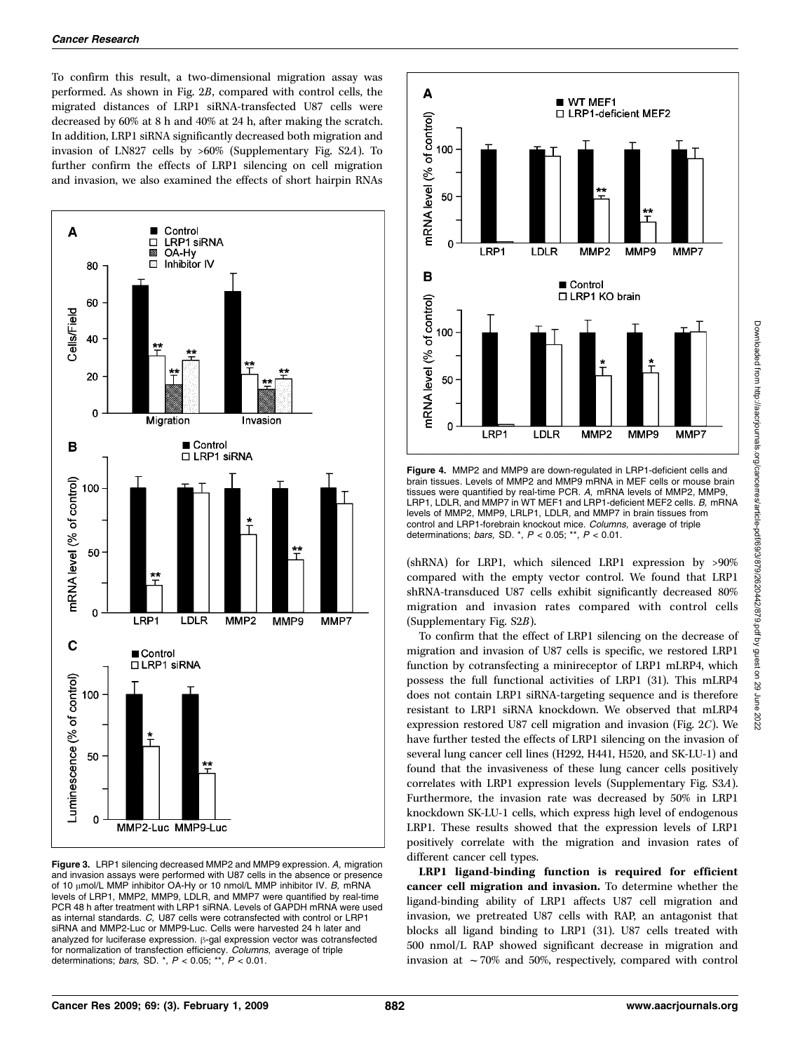To confirm this result, a two-dimensional migration assay was performed. As shown in Fig. 2*B*, compared with control cells, the migrated distances of LRP1 siRNA-transfected U87 cells were decreased by 60% at 8 h and 40% at 24 h, after making the scratch. In addition, LRP1 siRNA significantly decreased both migration and invasion of LN827 cells by >60% (Supplementary Fig. S2*A*). To further confirm the effects of LRP1 silencing on cell migration and invasion, we also examined the effects of short hairpin RNAs (shRNA) for LRP1, which silenced LRP1 expression by >90% compared with the empty vector control. We found that LRP1 shRNA-transduced U87 cells exhibit significantly decreased 80% migration and invasion rates compared with control cells (Supplementary Fig. S2*B*).

To confirm that the effect of LRP1 silencing on the decrease of migration and invasion of U87 cells is specific, we restored LRP1 function by cotransfecting a minireceptor of LRP1 mLRP4, which possess the full functional activities of LRP1 (31). This mLRP4 does not contain LRP1 siRNA-targeting sequence and is therefore resistant to LRP1 siRNA knockdown. We observed that mLRP4 expression restored U87 cell migration and invasion (Fig. 2*C*). We have further tested the effects of LRP1 silencing on the invasion of several lung cancer cell lines (H292, H441, H520, and SK-LU-1) and found that the invasiveness of these lung cancer cells positively correlates with LRP1 expression levels (Supplementary Fig. S3*A*). Furthermore, the invasion rate was decreased by 50% in LRP1 knockdown SK-LU-1 cells, which express high level of endogenous LRP1. These results showed that the expression levels of LRP1 positively correlate with the migration and invasion rates of different cancer cell types.

**LRP1 ligand-binding function is required for efficient cancer cell migration and invasion.** To determine whether the ligand-binding ability of LRP1 affects U87 cell migration and invasion, we pretreated U87 cells with RAP, an antagonist that blocks all ligand binding to LRP1 (31). U87 cells treated with 500 nmol/L RAP showed significant decrease in migration and invasion at ~70% and 50%, respectively, compared with control

**Figure 3.** LRP1 silencing decreased MMP2 and MMP9 expression. *A,* migration and invasion assays were performed with U87 cells in the absence or presence of 10 μmol/L MMP inhibitor OA-Hy or 10 nmol/L MMP inhibitor IV. *B,* mRNA levels of LRP1, MMP2, MMP9, LDLR, and MMP7 were quantified by real-time PCR 48 h after treatment with LRP1 siRNA. Levels of GAPDH mRNA were used as internal standards. *C,* U87 cells were cotransfected with control or LRP1 siRNA and MMP2-Luc or MMP9-Luc. Cells were harvested 24 h later and analyzed for luciferase expression. β-gal expression vector was cotransfected for normalization of transfection efficiency. *Columns,* average of triple determinations; *bars,* SD. \*, $P < 0.05$; \*\*, $P < 0.01$.

**Figure 4.** MMP2 and MMP9 are down-regulated in LRP1-deficient cells and brain tissues. Levels of MMP2 and MMP9 mRNA in MEF cells or mouse brain tissues were quantified by real-time PCR. *A,* mRNA levels of MMP2, MMP9, LRP1, LDLR, and MMP7 in WT MEF1 and LRP1-deficient MEF2 cells. *B,* mRNA levels of MMP2, MMP9, LRLP1, LDLR, and MMP7 in brain tissues from control and LRP1-forebrain knockout mice. *Columns,* average of triple determinations; *bars,* SD. \*, $P < 0.05$; \*\*, $P < 0.01$.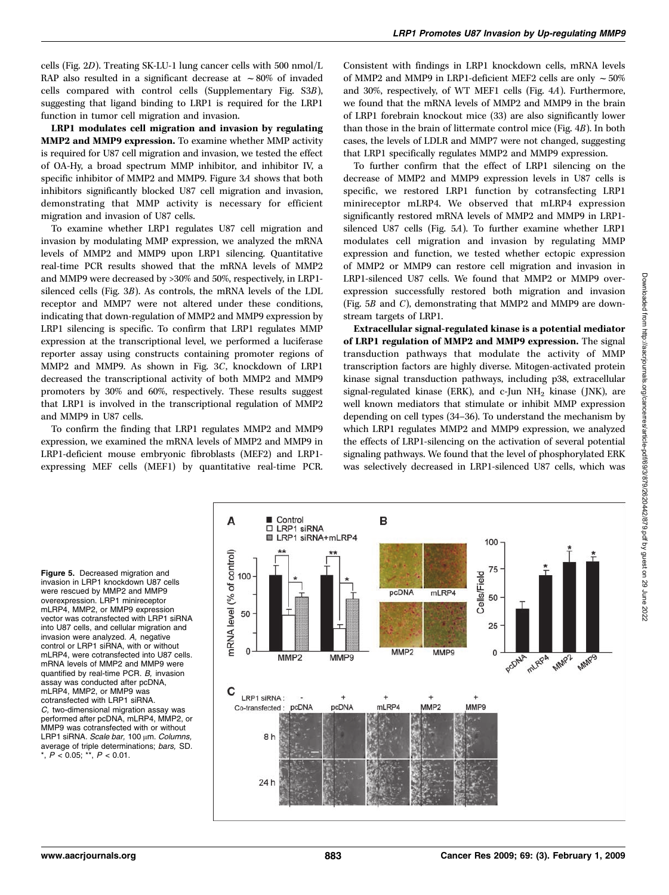cells (Fig. 2*D*). Treating SK-LU-1 lung cancer cells with 500 nmol/L RAP also resulted in a significant decrease at ~80% of invaded cells compared with control cells (Supplementary Fig. S3*B*), suggesting that ligand binding to LRP1 is required for the LRP1 function in tumor cell migration and invasion.

**LRP1 modulates cell migration and invasion by regulating MMP2 and MMP9 expression.** To examine whether MMP activity is required for U87 cell migration and invasion, we tested the effect of OA-Hy, a broad spectrum MMP inhibitor, and inhibitor IV, a specific inhibitor of MMP2 and MMP9. Figure 3*A* shows that both inhibitors significantly blocked U87 cell migration and invasion, demonstrating that MMP activity is necessary for efficient migration and invasion of U87 cells.

To examine whether LRP1 regulates U87 cell migration and invasion by modulating MMP expression, we analyzed the mRNA levels of MMP2 and MMP9 upon LRP1 silencing. Quantitative real-time PCR results showed that the mRNA levels of MMP2 and MMP9 were decreased by >30% and 50%, respectively, in LRP1-silenced cells (Fig. 3*B*). As controls, the mRNA levels of the LDL receptor and MMP7 were not altered under these conditions, indicating that down-regulation of MMP2 and MMP9 expression by LRP1 silencing is specific. To confirm that LRP1 regulates MMP expression at the transcriptional level, we performed a luciferase reporter assay using constructs containing promoter regions of MMP2 and MMP9. As shown in Fig. 3*C*, knockdown of LRP1 decreased the transcriptional activity of both MMP2 and MMP9 promoters by 30% and 60%, respectively. These results suggest that LRP1 is involved in the transcriptional regulation of MMP2 and MMP9 in U87 cells.

To confirm the finding that LRP1 regulates MMP2 and MMP9 expression, we examined the mRNA levels of MMP2 and MMP9 in LRP1-deficient mouse embryonic fibroblasts (MEF2) and LRP1-expressing MEF cells (MEF1) by quantitative real-time PCR. Consistent with findings in LRP1 knockdown cells, mRNA levels of MMP2 and MMP9 in LRP1-deficient MEF2 cells are only ~50% and 30%, respectively, of WT MEF1 cells (Fig. 4*A*). Furthermore, we found that the mRNA levels of MMP2 and MMP9 in the brain of LRP1 forebrain knockout mice (33) are also significantly lower than those in the brain of littermate control mice (Fig. 4*B*). In both cases, the levels of LDLR and MMP7 were not changed, suggesting that LRP1 specifically regulates MMP2 and MMP9 expression.

To further confirm that the effect of LRP1 silencing on the decrease of MMP2 and MMP9 expression levels in U87 cells is specific, we restored LRP1 function by cotransfecting LRP1 minireceptor mLRP4. We observed that mLRP4 expression significantly restored mRNA levels of MMP2 and MMP9 in LRP1-silenced U87 cells (Fig. 5*A*). To further examine whether LRP1 modulates cell migration and invasion by regulating MMP expression and function, we tested whether ectopic expression of MMP2 or MMP9 can restore cell migration and invasion in LRP1-silenced U87 cells. We found that MMP2 or MMP9 overexpression successfully restored both migration and invasion (Fig. 5*B* and *C*), demonstrating that MMP2 and MMP9 are downstream targets of LRP1.

**Extracellular signal-regulated kinase is a potential mediator of LRP1 regulation of MMP2 and MMP9 expression.** The signal transduction pathways that modulate the activity of MMP transcription factors are highly diverse. Mitogen-activated protein kinase signal transduction pathways, including p38, extracellular signal-regulated kinase (ERK), and c-Jun $NH_2$ kinase (JNK), are well known mediators that stimulate or inhibit MMP expression depending on cell types (34–36). To understand the mechanism by which LRP1 regulates MMP2 and MMP9 expression, we analyzed the effects of LRP1-silencing on the activation of several potential signaling pathways. We found that the level of phosphorylated ERK was selectively decreased in LRP1-silenced U87 cells, which was

**Figure 5.** Decreased migration and invasion in LRP1 knockdown U87 cells were rescued by MMP2 and MMP9 overexpression. LRP1 minireceptor mLRP4, MMP2, or MMP9 expression vector was cotransfected with LRP1 siRNA into U87 cells, and cellular migration and invasion were analyzed. *A,* negative control or LRP1 siRNA, with or without mLRP4, were cotransfected into U87 cells. mRNA levels of MMP2 and MMP9 were quantified by real-time PCR. *B,* invasion assay was conducted after pcDNA, mLRP4, MMP2, or MMP9 was cotransfected with LRP1 siRNA. *C,* two-dimensional migration assay was performed after pcDNA, mLRP4, MMP2, or MMP9 was cotransfected with or without LRP1 siRNA. *Scale bar,* 100 μm. *Columns,* average of triple determinations; *bars,* SD. *, $P < 0.05$; **, $P < 0.01$.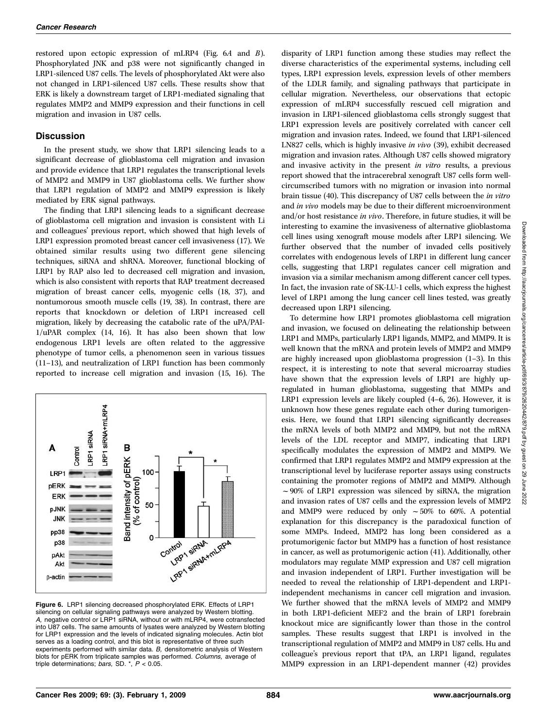restored upon ectopic expression of mLRP4 (Fig. 6*A* and *B*). Phosphorylated JNK and p38 were not significantly changed in LRP1-silenced U87 cells. The levels of phosphorylated Akt were also not changed in LRP1-silenced U87 cells. These results show that ERK is likely a downstream target of LRP1-mediated signaling that regulates MMP2 and MMP9 expression and their functions in cell migration and invasion in U87 cells.

## Discussion

In the present study, we show that LRP1 silencing leads to a significant decrease of glioblastoma cell migration and invasion and provide evidence that LRP1 regulates the transcriptional levels of MMP2 and MMP9 in U87 glioblastoma cells. We further show that LRP1 regulation of MMP2 and MMP9 expression is likely mediated by ERK signal pathways.

The finding that LRP1 silencing leads to a significant decrease of glioblastoma cell migration and invasion is consistent with Li and colleagues' previous report, which showed that high levels of LRP1 expression promoted breast cancer cell invasiveness (17). We obtained similar results using two different gene silencing techniques, siRNA and shRNA. Moreover, functional blocking of LRP1 by RAP also led to decreased cell migration and invasion, which is also consistent with reports that RAP treatment decreased migration of breast cancer cells, myogenic cells (18, 37), and nontumorous smooth muscle cells (19, 38). In contrast, there are reports that knockdown or deletion of LRP1 increased cell migration, likely by decreasing the catabolic rate of the uPA/PAI-1/uPAR complex (14, 16). It has also been shown that low endogenous LRP1 levels are often related to the aggressive phenotype of tumor cells, a phenomenon seen in various tissues (11–13), and neutralization of LRP1 function has been commonly reported to increase cell migration and invasion (15, 16). The disparity of LRP1 function among these studies may reflect the diverse characteristics of the experimental systems, including cell types, LRP1 expression levels, expression levels of other members of the LDLR family, and signaling pathways that participate in cellular migration. Nevertheless, our observations that ectopic expression of mLRP4 successfully rescued cell migration and invasion in LRP1-silenced glioblastoma cells strongly suggest that LRP1 expression levels are positively correlated with cancer cell migration and invasion rates. Indeed, we found that LRP1-silenced LN827 cells, which is highly invasive *in vivo* (39), exhibit decreased migration and invasion rates. Although U87 cells showed migratory and invasive activity in the present *in vitro* results, a previous report showed that the intracerebral xenograft U87 cells form well-circumscribed tumors with no migration or invasion into normal brain tissue (40). This discrepancy of U87 cells between the *in vitro* and *in vivo* models may be due to their different microenvironment and/or host resistance *in vivo*. Therefore, in future studies, it will be interesting to examine the invasiveness of alternative glioblastoma cell lines using xenograft mouse models after LRP1 silencing. We further observed that the number of invaded cells positively correlates with endogenous levels of LRP1 in different lung cancer cells, suggesting that LRP1 regulates cancer cell migration and invasion via a similar mechanism among different cancer cell types. In fact, the invasion rate of SK-LU-1 cells, which express the highest level of LRP1 among the lung cancer cell lines tested, was greatly decreased upon LRP1 silencing.

To determine how LRP1 promotes glioblastoma cell migration and invasion, we focused on delineating the relationship between LRP1 and MMPs, particularly LRP1 ligands, MMP2, and MMP9. It is well known that the mRNA and protein levels of MMP2 and MMP9 are highly increased upon glioblastoma progression (1–3). In this respect, it is interesting to note that several microarray studies have shown that the expression levels of LRP1 are highly up-regulated in human glioblastoma, suggesting that MMPs and LRP1 expression levels are likely coupled (4–6, 26). However, it is unknown how these genes regulate each other during tumorigenesis. Here, we found that LRP1 silencing significantly decreases the mRNA levels of both MMP2 and MMP9, but not the mRNA levels of the LDL receptor and MMP7, indicating that LRP1 specifically modulates the expression of MMP2 and MMP9. We confirmed that LRP1 regulates MMP2 and MMP9 expression at the transcriptional level by luciferase reporter assays using constructs containing the promoter regions of MMP2 and MMP9. Although ~90% of LRP1 expression was silenced by siRNA, the migration and invasion rates of U87 cells and the expression levels of MMP2 and MMP9 were reduced by only ~50% to 60%. A potential explanation for this discrepancy is the paradoxical function of some MMPs. Indeed, MMP2 has long been considered as a protumorigenic factor but MMP9 has a function of host resistance in cancer, as well as protumorigenic action (41). Additionally, other modulators may regulate MMP expression and U87 cell migration and invasion independent of LRP1. Further investigation will be needed to reveal the relationship of LRP1-dependent and LRP1-independent mechanisms in cancer cell migration and invasion. We further showed that the mRNA levels of MMP2 and MMP9 in both LRP1-deficient MEF2 and the brain of LRP1 forebrain knockout mice are significantly lower than those in the control samples. These results suggest that LRP1 is involved in the transcriptional regulation of MMP2 and MMP9 in U87 cells. Hu and colleague's previous report that tPA, an LRP1 ligand, regulates MMP9 expression in an LRP1-dependent manner (42) provides

**Figure 6.** LRP1 silencing decreased phosphorylated ERK. Effects of LRP1 silencing on cellular signaling pathways were analyzed by Western blotting. *A*, negative control or LRP1 siRNA, without or with mLRP4, were cotransfected into U87 cells. The same amounts of lysates were analyzed by Western blotting for LRP1 expression and the levels of indicated signaling molecules. Actin blot serves as a loading control, and this blot is representative of three such experiments performed with similar data. *B*, densitometric analysis of Western blots for pERK from triplicate samples was performed. *Columns*, average of triple determinations; *bars*, SD. *, $P < 0.05$.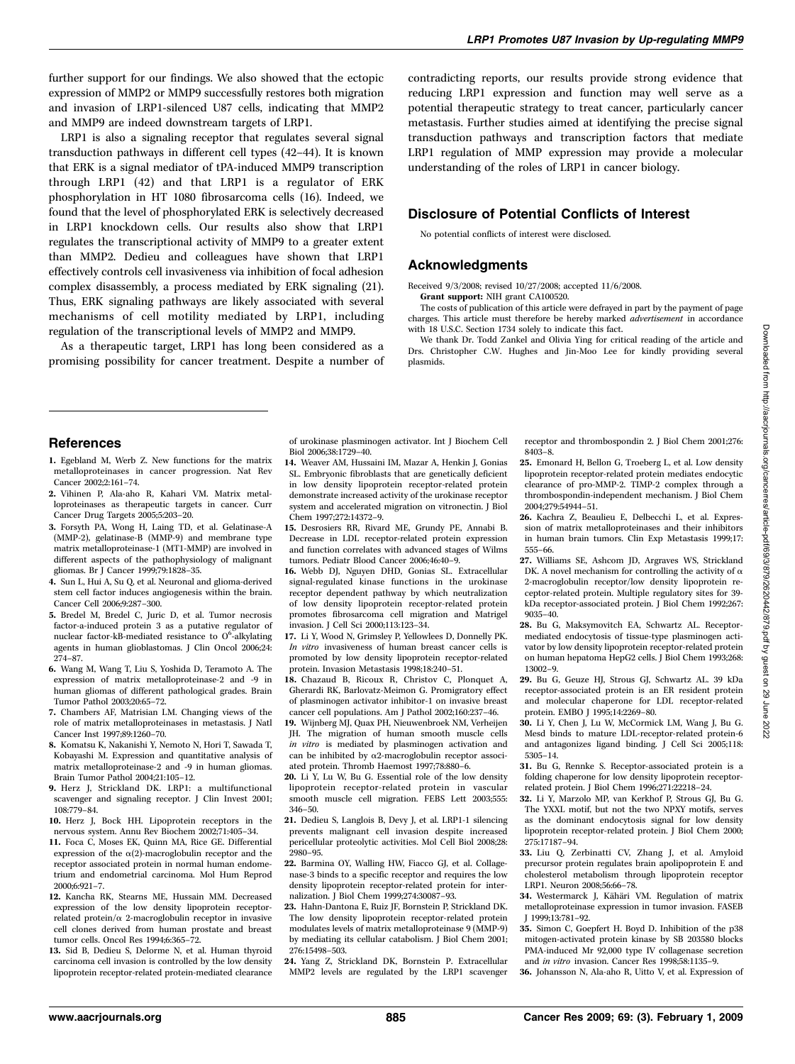further support for our findings. We also showed that the ectopic expression of MMP2 or MMP9 successfully restores both migration and invasion of LRP1-silenced U87 cells, indicating that MMP2 and MMP9 are indeed downstream targets of LRP1.

LRP1 is also a signaling receptor that regulates several signal transduction pathways in different cell types (42–44). It is known that ERK is a signal mediator of tPA-induced MMP9 transcription through LRP1 (42) and that LRP1 is a regulator of ERK phosphorylation in HT 1080 fibrosarcoma cells (16). Indeed, we found that the level of phosphorylated ERK is selectively decreased in LRP1 knockdown cells. Our results also show that LRP1 regulates the transcriptional activity of MMP9 to a greater extent than MMP2. Dedieu and colleagues have shown that LRP1 effectively controls cell invasiveness via inhibition of focal adhesion complex disassembly, a process mediated by ERK signaling (21). Thus, ERK signaling pathways are likely associated with several mechanisms of cell motility mediated by LRP1, including regulation of the transcriptional levels of MMP2 and MMP9.

As a therapeutic target, LRP1 has long been considered as a promising possibility for cancer treatment. Despite a number of contradicting reports, our results provide strong evidence that reducing LRP1 expression and function may well serve as a potential therapeutic strategy to treat cancer, particularly cancer metastasis. Further studies aimed at identifying the precise signal transduction pathways and transcription factors that mediate LRP1 regulation of MMP expression may provide a molecular understanding of the roles of LRP1 in cancer biology.

## Disclosure of Potential Conflicts of Interest

No potential conflicts of interest were disclosed.

## Acknowledgments

Received 9/3/2008; revised 10/27/2008; accepted 11/6/2008.

**Grant support:** NIH grant CA100520.

The costs of publication of this article were defrayed in part by the payment of page charges. This article must therefore be hereby marked *advertisement* in accordance with 18 U.S.C. Section 1734 solely to indicate this fact.

We thank Dr. Todd Zankel and Olivia Ying for critical reading of the article and Drs. Christopher C.W. Hughes and Jin-Moo Lee for kindly providing several plasmids.

## References

1. Egeland M, Werb Z. New functions for the matrix metalloproteinases in cancer progression. Nat Rev Cancer 2002;2:161–74.
2. Vihinen P, Ala-aho R, Kahari VM. Matrix metalloproteinases as therapeutic targets in cancer. Curr Cancer Drug Targets 2005;5:203–20.
3. Forsyth PA, Wong H, Laing TD, et al. Gelatinase-A (MMP-2), gelatinase-B (MMP-9) and membrane type matrix metalloproteinase-1 (MT1-MMP) are involved in different aspects of the pathophysiology of malignant gliomas. Br J Cancer 1999;79:1828–35.
4. Sun L, Hui A, Su Q, et al. Neuronal and glioma-derived stem cell factor induces angiogenesis within the brain. Cancer Cell 2006;9:287–300.
5. Bredel M, Bredel C, Juric D, et al. Tumor necrosis factor-a-induced protein 3 as a putative regulator of nuclear factor-kB-mediated resistance to $O^6$-alkylating agents in human glioblastomas. J Clin Oncol 2006;24: 274–87.
6. Wang M, Wang T, Liu S, Yoshida D, Teramoto A. The expression of matrix metalloproteinase-2 and -9 in human gliomas of different pathological grades. Brain Tumor Pathol 2003;20:65–72.
7. Chambers AF, Matrisian LM. Changing views of the role of matrix metalloproteinases in metastasis. J Natl Cancer Inst 1997;89:1260–70.
8. Komatsu K, Nakanishi Y, Nemoto N, Hori T, Sawada T, Kobayashi M. Expression and quantitative analysis of matrix metalloproteinase-2 and -9 in human gliomas. Brain Tumor Pathol 2004;21:105–12.
9. Herz J, Strickland DK. LRP1: a multifunctional scavenger and signaling receptor. J Clin Invest 2001; 108:779–84.
10. Herz J, Bock HH. Lipoprotein receptors in the nervous system. Annu Rev Biochem 2002;71:405–34.
11. Foca C, Moses EK, Quinn MA, Rice GE. Differential expression of the α(2)-macroglobulin receptor and the receptor associated protein in normal human endometrium and endometrial carcinoma. Mol Hum Reprod 2000;6:921–7.
12. Kancha RK, Stearns ME, Hussain MM. Decreased expression of the low density lipoprotein receptor-related protein/α 2-macroglobulin receptor in invasive cell clones derived from human prostate and breast tumor cells. Oncol Res 1994;6:365–72.
13. Sid B, Dedieu S, Delorme N, et al. Human thyroid carcinoma cell invasion is controlled by the low density lipoprotein receptor-related protein-mediated clearance of urokinase plasminogen activator. Int J Biochem Cell Biol 2006;38:1729–40.
14. Weaver AM, Hussaini IM, Mazar A, Henkin J, Gonias SL. Embryonic fibroblasts that are genetically deficient in low density lipoprotein receptor-related protein demonstrate increased activity of the urokinase receptor system and accelerated migration on vitronectin. J Biol Chem 1997;272:14372–9.
15. Desrosiers RR, Rivard ME, Grundy PE, Annabi B. Decrease in LDL receptor-related protein expression and function correlates with advanced stages of Wilms tumors. Pediatr Blood Cancer 2006;46:40–9.
16. Webb DJ, Nguyen DHD, Gonias SL. Extracellular signal-regulated kinase functions in the urokinase receptor dependent pathway by which neutralization of low density lipoprotein receptor-related protein promotes fibrosarcoma cell migration and Matrigel invasion. J Cell Sci 2000;113:123–34.
17. Li Y, Wood N, Grimsley P, Yellowlees D, Donnelly PK. *In vitro* invasiveness of human breast cancer cells is promoted by low density lipoprotein receptor-related protein. Invasion Metastasis 1998;18:240–51.
18. Chazaud B, Ricoux R, Christov C, Plonquet A, Gherardi RK, Barlovatz-Meimon G. Promigratory effect of plasminogen activator inhibitor-1 on invasive breast cancer cell populations. Am J Pathol 2002;160:237–46.
19. Wijnberg MJ, Quax PH, Nieuwenbroek NM, Verheijen JH. The migration of human smooth muscle cells *in vitro* is mediated by plasminogen activation and can be inhibited by α2-macroglobulin receptor associated protein. Thromb Haemost 1997;78:880–6.
20. Li Y, Lu W, Bu G. Essential role of the low density lipoprotein receptor-related protein in vascular smooth muscle cell migration. FEBS Lett 2003;555: 346–50.
21. Dedieu S, Langlois B, Devy J, et al. LRP1-1 silencing prevents malignant cell invasion despite increased pericellular proteolytic activities. Mol Cell Biol 2008;28: 2980–95.
22. Barmina OY, Walling HW, Fiacco GJ, et al. Collagenase-3 binds to a specific receptor and requires the low density lipoprotein receptor-related protein for internalization. J Biol Chem 1999;274:30087–93.
23. Hahn-Dantona E, Ruiz JF, Bornstein P, Strickland DK. The low density lipoprotein receptor-related protein modulates levels of matrix metalloproteinase 9 (MMP-9) by mediating its cellular catabolism. J Biol Chem 2001; 276:15498–503.
24. Yang Z, Strickland DK, Bornstein P. Extracellular MMP2 levels are regulated by the LRP1 scavenger receptor and thrombospondin 2. J Biol Chem 2001;276: 8403–8.
25. Emonard H, Bellon G, Troeberg L, et al. Low density lipoprotein receptor-related protein mediates endocytic clearance of pro-MMP-2. TIMP-2 complex through a thrombospondin-independent mechanism. J Biol Chem 2004;279:54944–51.
26. Kachra Z, Beaulieu E, Delbecchi L, et al. Expression of matrix metalloproteinases and their inhibitors in human brain tumors. Clin Exp Metastasis 1999;17: 555–66.
27. Williams SE, Ashcom JD, Argraves WS, Strickland DK. A novel mechanism for controlling the activity of α 2-macroglobulin receptor/low density lipoprotein receptor-related protein. Multiple regulatory sites for 39-kDa receptor-associated protein. J Biol Chem 1992;267: 9035–40.
28. Bu G, Maksymovitch EA, Schwartz AL. Receptor-mediated endocytosis of tissue-type plasminogen activator by low density lipoprotein receptor-related protein on human hepatoma HepG2 cells. J Biol Chem 1993;268: 13002–9.
29. Bu G, Geuze HJ, Strous GJ, Schwartz AL. 39 kDa receptor-associated protein is an ER resident protein and molecular chaperone for LDL receptor-related protein. EMBO J 1995;14:2269–80.
30. Li Y, Chen J, Lu W, McCormick LM, Wang J, Bu G. Mesd binds to mature LDL-receptor-related protein-6 and antagonizes ligand binding. J Cell Sci 2005;118: 5305–14.
31. Bu G, Rennke S. Receptor-associated protein is a folding chaperone for low density lipoprotein receptor-related protein. J Biol Chem 1996;271:22218–24.
32. Li Y, Marzolo MP, van Kerkhof P, Strous GJ, Bu G. The YXXL motif, but not the two NPXY motifs, serves as the dominant endocytosis signal for low density lipoprotein receptor-related protein. J Biol Chem 2000; 275:17187–94.
33. Liu Q, Zerbinatti CV, Zhang J, et al. Amyloid precursor protein regulates brain apolipoprotein E and cholesterol metabolism through lipoprotein receptor LRP1. Neuron 2008;56:66–78.
34. Westermarck J, Kähäri VM. Regulation of matrix metalloproteinase expression in tumor invasion. FASEB J 1999;13:781–92.
35. Simon C, Goepfert H. Boyd D. Inhibition of the p38 mitogen-activated protein kinase by SB 203580 blocks PMA-induced Mr 92,000 type IV collagenase secretion and *in vitro* invasion. Cancer Res 1998;58:1135–9.
36. Johansson N, Ala-aho R, Uitto V, et al. Expression of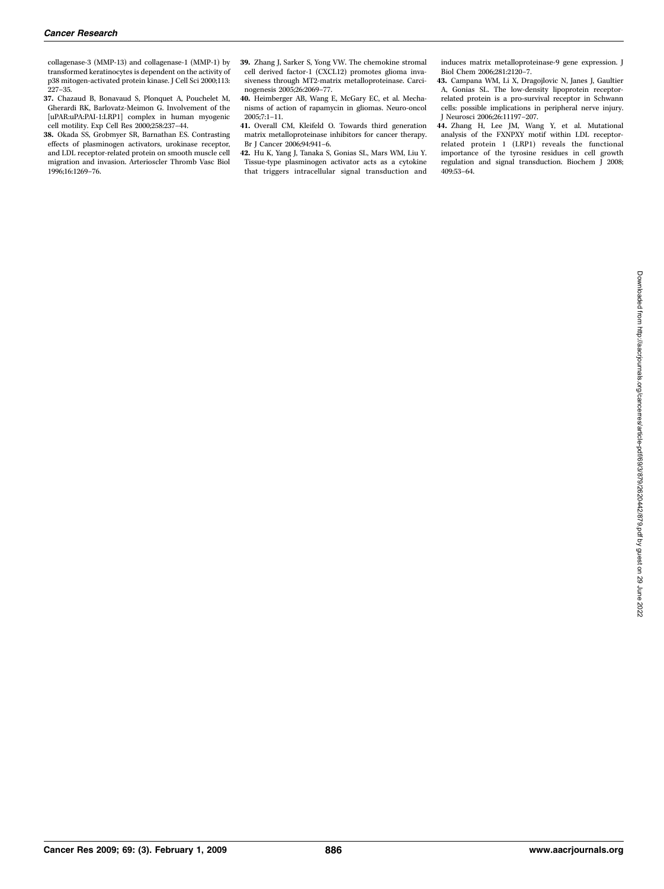collagenase-3 (MMP-13) and collagenase-1 (MMP-1) by transformed keratinocytes is dependent on the activity of p38 mitogen-activated protein kinase. J Cell Sci 2000;113: 227–35.

37. Chazaud B, Bonavaud S, Plonquet A, Pouchelet M, Gherardi RK, Barlovatz-Meimon G. Involvement of the [uPAR:uPA:PAI-1:LRP1] complex in human myogenic cell motility. Exp Cell Res 2000;258:237–44.

38. Okada SS, Grobmyer SR, Barnathan ES. Contrasting effects of plasminogen activators, urokinase receptor, and LDL receptor-related protein on smooth muscle cell migration and invasion. Arterioscler Thromb Vasc Biol 1996;16:1269–76.

39. Zhang J, Sarker S, Yong VW. The chemokine stromal cell derived factor-1 (CXCL12) promotes glioma invasiveness through MT2-matrix metalloproteinase. Carcinogenesis 2005;26:2069–77.

40. Heimberger AB, Wang E, McGary EC, et al. Mechanisms of action of rapamycin in gliomas. Neuro-oncol 2005;7:1–11.

41. Overall CM, Kleifeld O. Towards third generation matrix metalloproteinase inhibitors for cancer therapy. Br J Cancer 2006;94:941–6.

42. Hu K, Yang J, Tanaka S, Gonias SL, Mars WM, Liu Y. Tissue-type plasminogen activator acts as a cytokine that triggers intracellular signal transduction and induces matrix metalloproteinase-9 gene expression. J Biol Chem 2006;281:2120–7.

43. Campana WM, Li X, Dragojlovic N, Janes J, Gaultier A, Gonias SL. The low-density lipoprotein receptor-related protein is a pro-survival receptor in Schwann cells: possible implications in peripheral nerve injury. J Neurosci 2006;26:11197–207.

44. Zhang H, Lee JM, Wang Y, et al. Mutational analysis of the FXNPXY motif within LDL receptor-related protein 1 (LRP1) reveals the functional importance of the tyrosine residues in cell growth regulation and signal transduction. Biochem J 2008; 409:53–64.